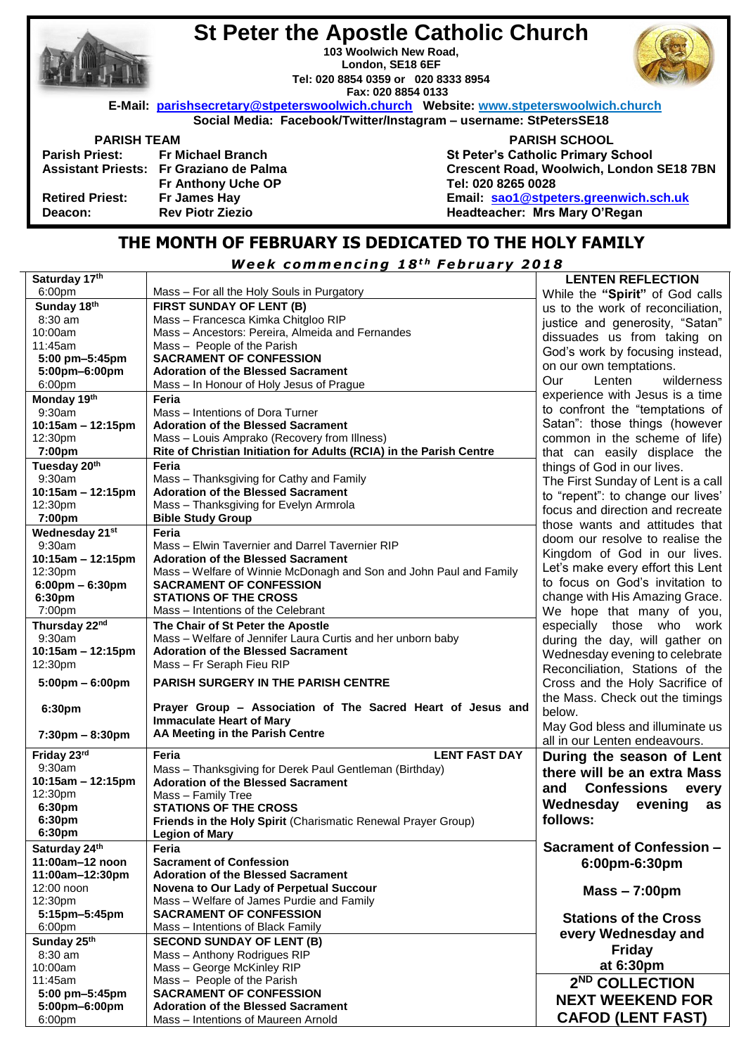# St Peter the Apostle Catholic Church

103 Woolwich New Road,
London, SE18 6EF
Tel: 020 8854 0359 or 020 8333 8954
Fax: 020 8854 0133

E-Mail: parishsecretary@stpeterswoolwich.church Website: www.stpeterswoolwich.church
Social Media: Facebook/Twitter/Instagram – username: StPetersSE18

**PARISH TEAM**

**Parish Priest:** Fr Michael Branch
**Assistant Priests:** Fr Graziano de Palma
Fr Anthony Uche OP
**Retired Priest:** Fr James Hay
**Deacon:** Rev Piotr Ziezio

**PARISH SCHOOL**

**St Peter's Catholic Primary School**
Crescent Road, Woolwich, London SE18 7BN
Tel: 020 8265 0028
Email: sao1@stpeters.greenwich.sch.uk
Headteacher: Mrs Mary O'Regan

## THE MONTH OF FEBRUARY IS DEDICATED TO THE HOLY FAMILY

***Week commencing 18th February 2018***

| | |
|---|---|
| **Saturday 17th** | |
| 6:00pm | Mass – For all the Holy Souls in Purgatory |
| **Sunday 18th** | **FIRST SUNDAY OF LENT (B)** |
| 8:30 am | Mass – Francesca Kimka Chitgloo RIP |
| 10:00am | Mass – Ancestors: Pereira, Almeida and Fernandes |
| 11:45am | Mass – People of the Parish |
| **5:00 pm–5:45pm** | **SACRAMENT OF CONFESSION** |
| **5:00pm–6:00pm** | **Adoration of the Blessed Sacrament** |
| 6:00pm | Mass – In Honour of Holy Jesus of Prague |
| **Monday 19th** | **Feria** |
| 9:30am | Mass – Intentions of Dora Turner |
| **10:15am – 12:15pm** | **Adoration of the Blessed Sacrament** |
| 12:30pm | Mass – Louis Amprako (Recovery from Illness) |
| **7:00pm** | **Rite of Christian Initiation for Adults (RCIA) in the Parish Centre** |
| **Tuesday 20th** | **Feria** |
| 9:30am | Mass – Thanksgiving for Cathy and Family |
| **10:15am – 12:15pm** | **Adoration of the Blessed Sacrament** |
| 12:30pm | Mass – Thanksgiving for Evelyn Armrola |
| **7:00pm** | **Bible Study Group** |
| **Wednesday 21st** | **Feria** |
| 9:30am | Mass – Elwin Tavernier and Darrel Tavernier RIP |
| **10:15am – 12:15pm** | **Adoration of the Blessed Sacrament** |
| 12:30pm | Mass – Welfare of Winnie McDonagh and Son and John Paul and Family |
| **6:00pm – 6:30pm** | **SACRAMENT OF CONFESSION** |
| **6:30pm** | **STATIONS OF THE CROSS** |
| 7:00pm | Mass – Intentions of the Celebrant |
| **Thursday 22nd** | **The Chair of St Peter the Apostle** |
| 9:30am | Mass – Welfare of Jennifer Laura Curtis and her unborn baby |
| **10:15am – 12:15pm** | **Adoration of the Blessed Sacrament** |
| 12:30pm | Mass – Fr Seraph Fieu RIP |
| **5:00pm – 6:00pm** | **PARISH SURGERY IN THE PARISH CENTRE** |
| **6:30pm** | **Prayer Group – Association of The Sacred Heart of Jesus and Immaculate Heart of Mary** |
| **7:30pm – 8:30pm** | **AA Meeting in the Parish Centre** |
| **Friday 23rd** | **Feria** — **LENT FAST DAY** |
| 9:30am | Mass – Thanksgiving for Derek Paul Gentleman (Birthday) |
| **10:15am – 12:15pm** | **Adoration of the Blessed Sacrament** |
| 12:30pm | Mass – Family Tree |
| **6:30pm** | **STATIONS OF THE CROSS** |
| **6:30pm** | **Friends in the Holy Spirit** (Charismatic Renewal Prayer Group) |
| **6:30pm** | **Legion of Mary** |
| **Saturday 24th** | **Feria** |
| **11:00am–12 noon** | **Sacrament of Confession** |
| **11:00am–12:30pm** | **Adoration of the Blessed Sacrament** |
| 12:00 noon | **Novena to Our Lady of Perpetual Succour** |
| 12:30pm | Mass – Welfare of James Purdie and Family |
| **5:15pm–5:45pm** | **SACRAMENT OF CONFESSION** |
| 6:00pm | Mass – Intentions of Black Family |
| **Sunday 25th** | **SECOND SUNDAY OF LENT (B)** |
| 8:30 am | Mass – Anthony Rodrigues RIP |
| 10:00am | Mass – George McKinley RIP |
| 11:45am | Mass – People of the Parish |
| **5:00 pm–5:45pm** | **SACRAMENT OF CONFESSION** |
| **5:00pm–6:00pm** | **Adoration of the Blessed Sacrament** |
| 6:00pm | Mass – Intentions of Maureen Arnold |

### LENTEN REFLECTION

While the **"Spirit"** of God calls us to the work of reconciliation, justice and generosity, "Satan" dissuades us from taking on God's work by focusing instead, on our own temptations.

Our Lenten wilderness experience with Jesus is a time to confront the "temptations of Satan": those things (however common in the scheme of life) that can easily displace the things of God in our lives.

The First Sunday of Lent is a call to "repent": to change our lives' focus and direction and recreate those wants and attitudes that doom our resolve to realise the Kingdom of God in our lives. Let's make every effort this Lent to focus on God's invitation to change with His Amazing Grace.

We hope that many of you, especially those who work during the day, will gather on Wednesday evening to celebrate Reconciliation, Stations of the Cross and the Holy Sacrifice of the Mass. Check out the timings below.

May God bless and illuminate us all in our Lenten endeavours.

**During the season of Lent there will be an extra Mass and Confessions every Wednesday evening as follows:**

**Sacrament of Confession – 6:00pm-6:30pm**

**Mass – 7:00pm**

**Stations of the Cross every Wednesday and Friday at 6:30pm**

**2ND COLLECTION NEXT WEEKEND FOR CAFOD (LENT FAST)**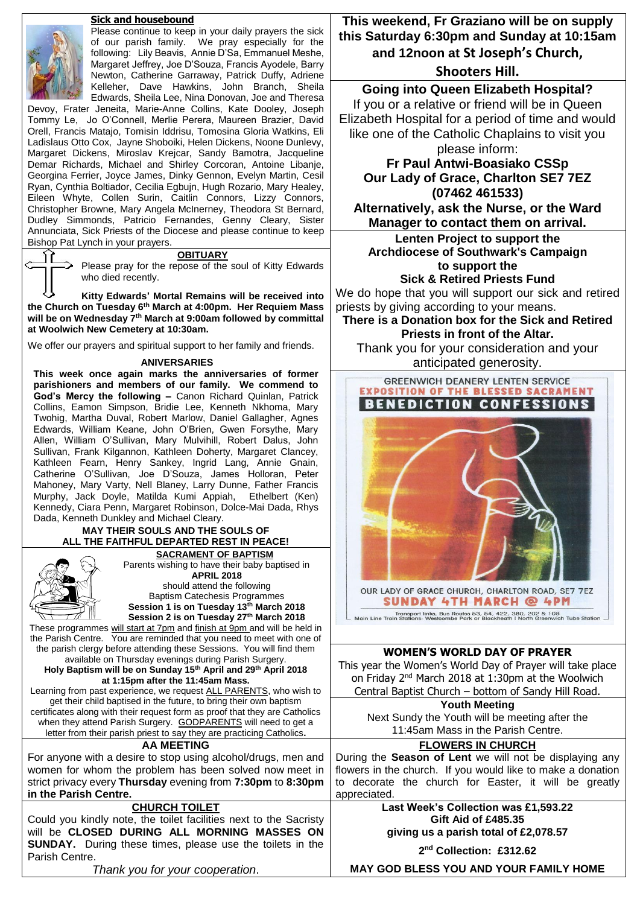**Sick and housebound**

Please continue to keep in your daily prayers the sick of our parish family. We pray especially for the following: Lily Beavis, Annie D'Sa, Emmanuel Meshe, Margaret Jeffrey, Joe D'Souza, Francis Ayodele, Barry Newton, Catherine Garraway, Patrick Duffy, Adriene Kelleher, Dave Hawkins, John Branch, Sheila Edwards, Sheila Lee, Nina Donovan, Joe and Theresa Devoy, Frater Jeneita, Marie-Anne Collins, Kate Dooley, Joseph Tommy Le, Jo O'Connell, Merlie Perera, Maureen Brazier, David Orell, Francis Matajo, Tomisin Iddrisu, Tomosina Gloria Watkins, Eli Ladislaus Otto Cox, Jayne Shoboiki, Helen Dickens, Noone Dunlevy, Margaret Dickens, Miroslav Krejcar, Sandy Bamotra, Jacqueline Demar Richards, Michael and Shirley Corcoran, Antoine Libanje, Georgina Ferrier, Joyce James, Dinky Gennon, Evelyn Martin, Cesil Ryan, Cynthia Boltiador, Cecilia Egbujn, Hugh Rozario, Mary Healey, Eileen Whyte, Collen Surin, Caitlin Connors, Lizzy Connors, Christopher Browne, Mary Angela McInerney, Theodora St Bernard, Dudley Simmonds, Patricio Fernandes, Genny Cleary, Sister Annunciata, Sick Priests of the Diocese and please continue to keep Bishop Pat Lynch in your prayers.

**OBITUARY**

Please pray for the repose of the soul of Kitty Edwards who died recently.

**Kitty Edwards' Mortal Remains will be received into the Church on Tuesday 6th March at 4:00pm. Her Requiem Mass will be on Wednesday 7th March at 9:00am followed by committal at Woolwich New Cemetery at 10:30am.**

We offer our prayers and spiritual support to her family and friends.

**ANIVERSARIES**

**This week once again marks the anniversaries of former parishioners and members of our family. We commend to God's Mercy the following –** Canon Richard Quinlan, Patrick Collins, Eamon Simpson, Bridie Lee, Kenneth Nkhoma, Mary Twohig, Martha Duval, Robert Marlow, Daniel Gallagher, Agnes Edwards, William Keane, John O'Brien, Gwen Forsythe, Mary Allen, William O'Sullivan, Mary Mulvihill, Robert Dalus, John Sullivan, Frank Kilgannon, Kathleen Doherty, Margaret Clancey, Kathleen Fearn, Henry Sankey, Ingrid Lang, Annie Gnain, Catherine O'Sullivan, Joe D'Souza, James Holloran, Peter Mahoney, Mary Varty, Nell Blaney, Larry Dunne, Father Francis Murphy, Jack Doyle, Matilda Kumi Appiah, Ethelbert (Ken) Kennedy, Ciara Penn, Margaret Robinson, Dolce-Mia Dada, Rhys Dada, Kenneth Dunkley and Michael Cleary.

**MAY THEIR SOULS AND THE SOULS OF ALL THE FAITHFUL DEPARTED REST IN PEACE!**

**SACRAMENT OF BAPTISM**

Parents wishing to have their baby baptised in **APRIL 2018** should attend the following Baptism Catechesis Programmes
**Session 1 is on Tuesday 13th March 2018**
**Session 2 is on Tuesday 27th March 2018**

These programmes will start at 7pm and finish at 9pm and will be held in the Parish Centre. You are reminded that you need to meet with one of the parish clergy before attending these Sessions. You will find them available on Thursday evenings during Parish Surgery.

**Holy Baptism will be on Sunday 15th April and 29th April 2018 at 1:15pm after the 11:45am Mass.**

Learning from past experience, we request ALL PARENTS, who wish to get their child baptised in the future, to bring their own baptism certificates along with their request form as proof that they are Catholics when they attend Parish Surgery. GODPARENTS will need to get a letter from their parish priest to say they are practicing Catholics**.**

**AA MEETING**

For anyone with a desire to stop using alcohol/drugs, men and women for whom the problem has been solved now meet in strict privacy every **Thursday** evening from **7:30pm** to **8:30pm in the Parish Centre.**

**CHURCH TOILET**

Could you kindly note, the toilet facilities next to the Sacristy will be **CLOSED DURING ALL MORNING MASSES ON SUNDAY.** During these times, please use the toilets in the Parish Centre.

*Thank you for your cooperation.*

**This weekend, Fr Graziano will be on supply this Saturday 6:30pm and Sunday at 10:15am and 12noon at St Joseph's Church, Shooters Hill.**

**Going into Queen Elizabeth Hospital?**

If you or a relative or friend will be in Queen Elizabeth Hospital for a period of time and would like one of the Catholic Chaplains to visit you please inform:

**Fr Paul Antwi-Boasiako CSSp**
**Our Lady of Grace, Charlton SE7 7EZ**
**(07462 461533)**

**Alternatively, ask the Nurse, or the Ward Manager to contact them on arrival.**

**Lenten Project to support the Archdiocese of Southwark's Campaign to support the Sick & Retired Priests Fund**

We do hope that you will support our sick and retired priests by giving according to your means.

**There is a Donation box for the Sick and Retired Priests in front of the Altar.**

Thank you for your consideration and your anticipated generosity.

GREENWICH DEANERY LENTEN SERVICE
EXPOSITION OF THE BLESSED SACRAMENT
BENEDICTION CONFESSIONS
OUR LADY OF GRACE CHURCH, CHARLTON ROAD, SE7 7EZ
SUNDAY 4TH MARCH @ 4PM
Transport links, Bus Routes 53, 54, 422, 380, 202 & 108
Main Line Train Stations: Westcombe Park or Blackheath I North Greenwich Tube Station

**WOMEN'S WORLD DAY OF PRAYER**

This year the Women's World Day of Prayer will take place on Friday 2nd March 2018 at 1:30pm at the Woolwich Central Baptist Church – bottom of Sandy Hill Road.

**Youth Meeting**

Next Sundy the Youth will be meeting after the 11:45am Mass in the Parish Centre.

**FLOWERS IN CHURCH**

During the **Season of Lent** we will not be displaying any flowers in the church. If you would like to make a donation to decorate the church for Easter, it will be greatly appreciated.

**Last Week's Collection was £1,593.22**
**Gift Aid of £485.35**
**giving us a parish total of £2,078.57**

**2nd Collection: £312.62**

**MAY GOD BLESS YOU AND YOUR FAMILY HOME**